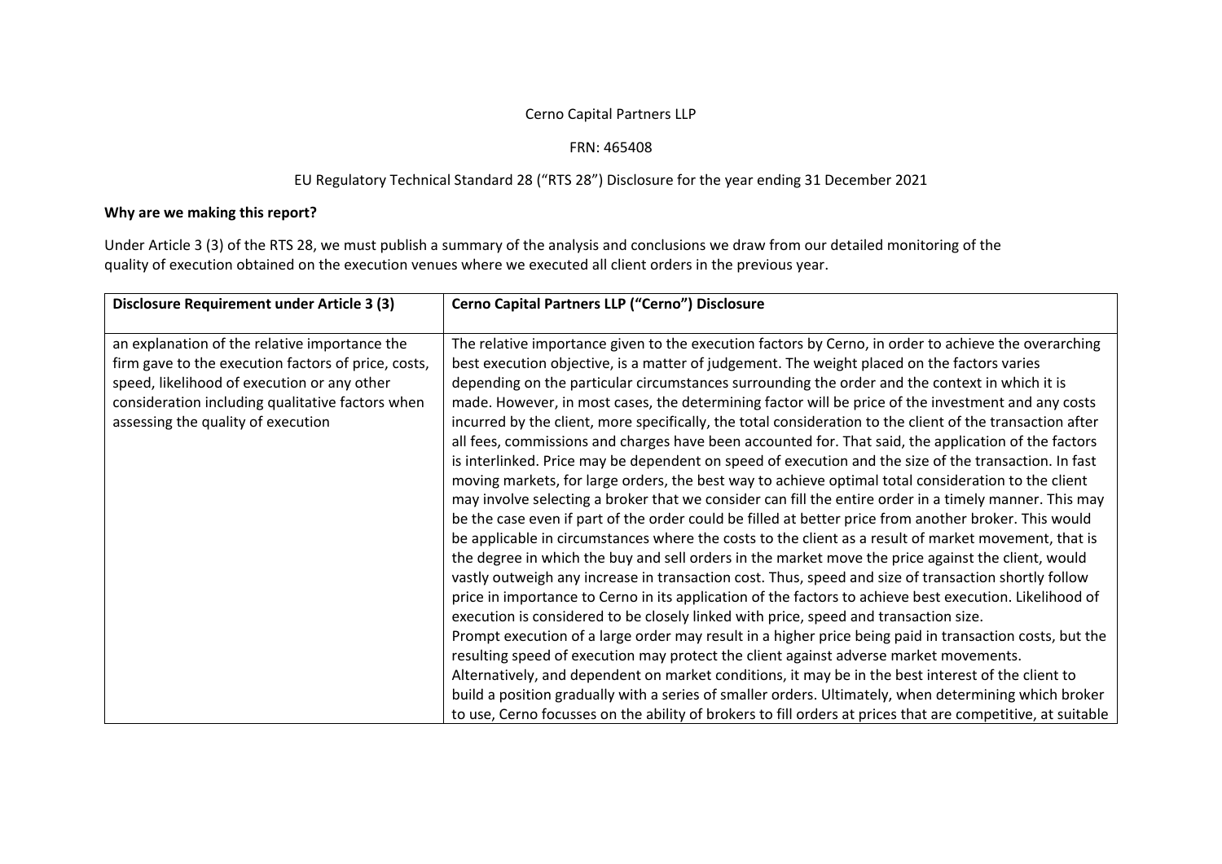Cerno Capital Partners LLP

FRN: 465408

EU Regulatory Technical Standard 28 ("RTS 28") Disclosure for the year ending 31 December 2021

**Why are we making this report?**

Under Article 3 (3) of the RTS 28, we must publish a summary of the analysis and conclusions we draw from our detailed monitoring of the quality of execution obtained on the execution venues where we executed all client orders in the previous year.

| Disclosure Requirement under Article 3 (3) | Cerno Capital Partners LLP ("Cerno") Disclosure |
|---|---|
| an explanation of the relative importance the firm gave to the execution factors of price, costs, speed, likelihood of execution or any other consideration including qualitative factors when assessing the quality of execution | The relative importance given to the execution factors by Cerno, in order to achieve the overarching best execution objective, is a matter of judgement. The weight placed on the factors varies depending on the particular circumstances surrounding the order and the context in which it is made. However, in most cases, the determining factor will be price of the investment and any costs incurred by the client, more specifically, the total consideration to the client of the transaction after all fees, commissions and charges have been accounted for. That said, the application of the factors is interlinked. Price may be dependent on speed of execution and the size of the transaction. In fast moving markets, for large orders, the best way to achieve optimal total consideration to the client may involve selecting a broker that we consider can fill the entire order in a timely manner. This may be the case even if part of the order could be filled at better price from another broker. This would be applicable in circumstances where the costs to the client as a result of market movement, that is the degree in which the buy and sell orders in the market move the price against the client, would vastly outweigh any increase in transaction cost. Thus, speed and size of transaction shortly follow price in importance to Cerno in its application of the factors to achieve best execution. Likelihood of execution is considered to be closely linked with price, speed and transaction size.<br>Prompt execution of a large order may result in a higher price being paid in transaction costs, but the resulting speed of execution may protect the client against adverse market movements.<br>Alternatively, and dependent on market conditions, it may be in the best interest of the client to build a position gradually with a series of smaller orders. Ultimately, when determining which broker to use, Cerno focusses on the ability of brokers to fill orders at prices that are competitive, at suitable |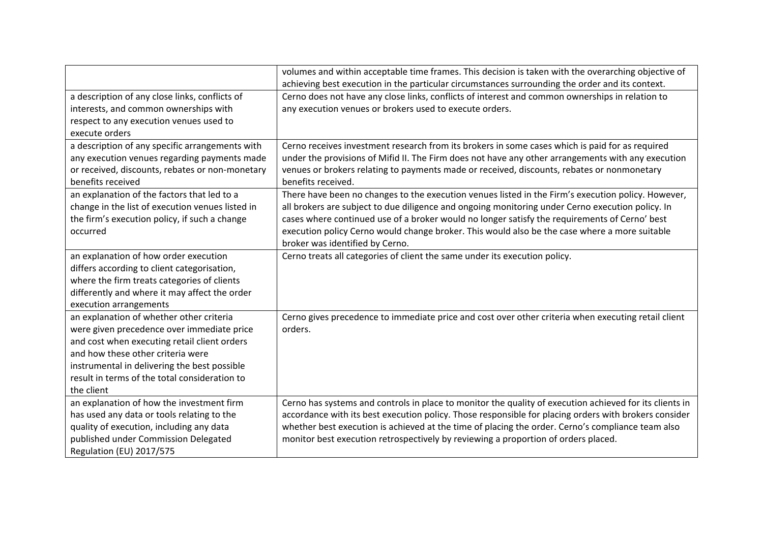| | |
|---|---|
| | volumes and within acceptable time frames. This decision is taken with the overarching objective of achieving best execution in the particular circumstances surrounding the order and its context. |
| a description of any close links, conflicts of interests, and common ownerships with respect to any execution venues used to execute orders | Cerno does not have any close links, conflicts of interest and common ownerships in relation to any execution venues or brokers used to execute orders. |
| a description of any specific arrangements with any execution venues regarding payments made or received, discounts, rebates or non-monetary benefits received | Cerno receives investment research from its brokers in some cases which is paid for as required under the provisions of Mifid II. The Firm does not have any other arrangements with any execution venues or brokers relating to payments made or received, discounts, rebates or nonmonetary benefits received. |
| an explanation of the factors that led to a change in the list of execution venues listed in the firm's execution policy, if such a change occurred | There have been no changes to the execution venues listed in the Firm's execution policy. However, all brokers are subject to due diligence and ongoing monitoring under Cerno execution policy. In cases where continued use of a broker would no longer satisfy the requirements of Cerno' best execution policy Cerno would change broker. This would also be the case where a more suitable broker was identified by Cerno. |
| an explanation of how order execution differs according to client categorisation, where the firm treats categories of clients differently and where it may affect the order execution arrangements | Cerno treats all categories of client the same under its execution policy. |
| an explanation of whether other criteria were given precedence over immediate price and cost when executing retail client orders and how these other criteria were instrumental in delivering the best possible result in terms of the total consideration to the client | Cerno gives precedence to immediate price and cost over other criteria when executing retail client orders. |
| an explanation of how the investment firm has used any data or tools relating to the quality of execution, including any data published under Commission Delegated Regulation (EU) 2017/575 | Cerno has systems and controls in place to monitor the quality of execution achieved for its clients in accordance with its best execution policy. Those responsible for placing orders with brokers consider whether best execution is achieved at the time of placing the order. Cerno's compliance team also monitor best execution retrospectively by reviewing a proportion of orders placed. |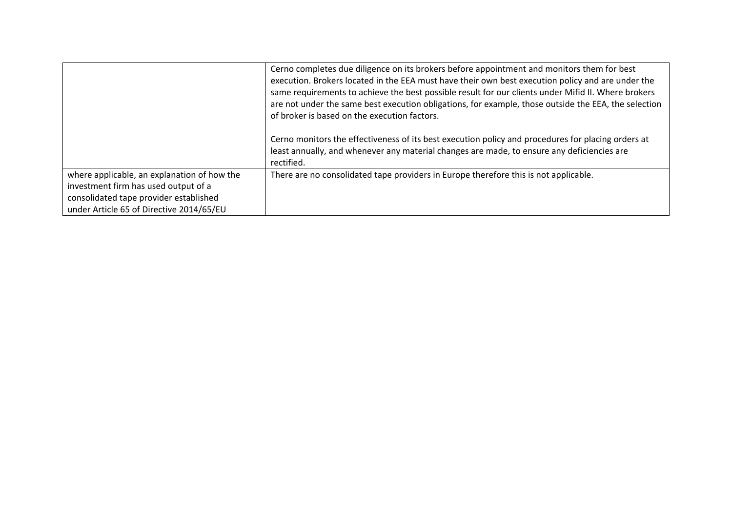| | |
|---|---|
| | Cerno completes due diligence on its brokers before appointment and monitors them for best execution. Brokers located in the EEA must have their own best execution policy and are under the same requirements to achieve the best possible result for our clients under Mifid II. Where brokers are not under the same best execution obligations, for example, those outside the EEA, the selection of broker is based on the execution factors.<br><br>Cerno monitors the effectiveness of its best execution policy and procedures for placing orders at least annually, and whenever any material changes are made, to ensure any deficiencies are rectified. |
| where applicable, an explanation of how the investment firm has used output of a consolidated tape provider established under Article 65 of Directive 2014/65/EU | There are no consolidated tape providers in Europe therefore this is not applicable. |